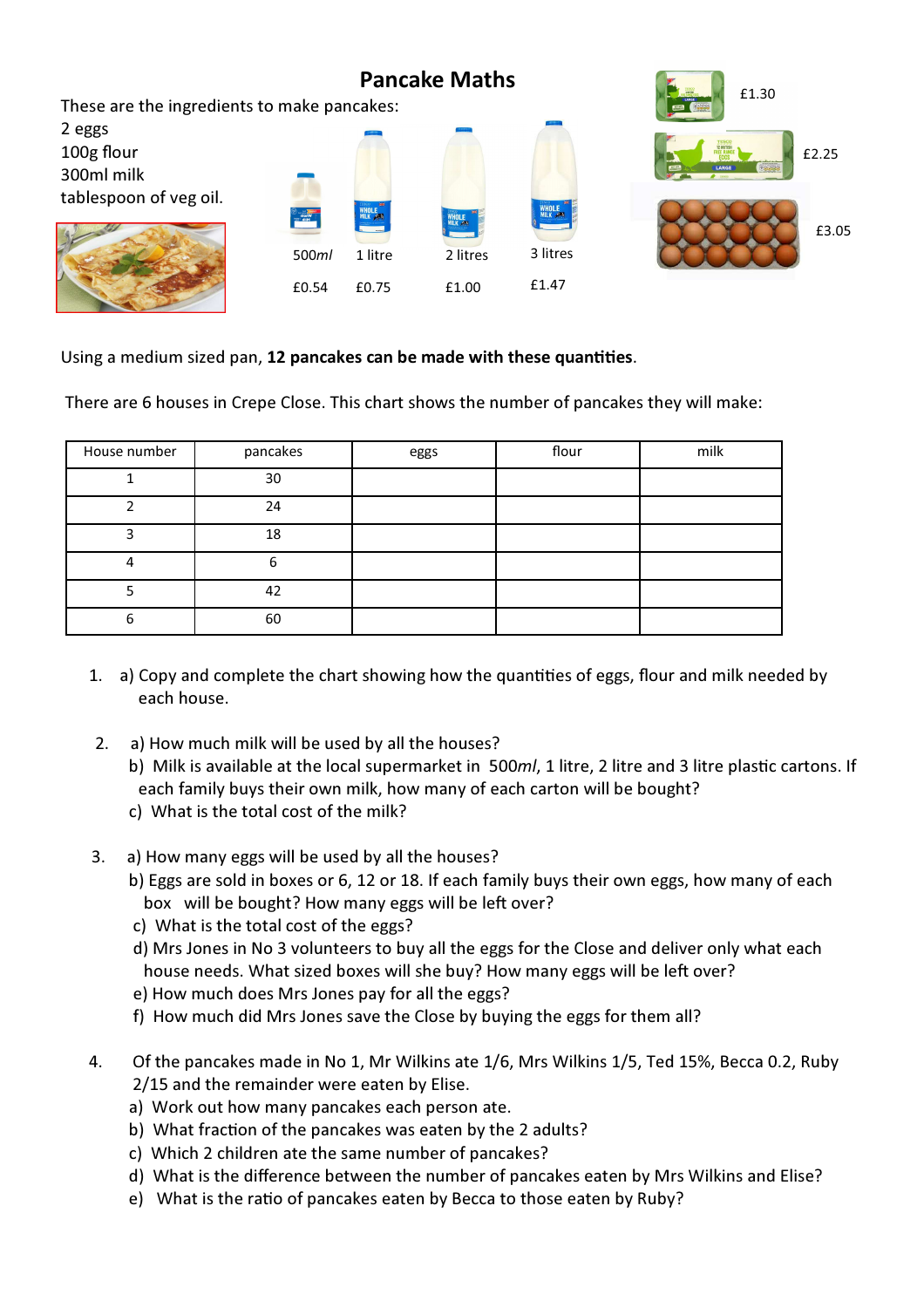# Pancake Maths

These are the ingredients to make pancakes:

2 eggs
100g flour
300ml milk
tablespoon of veg oil.

| 500*ml* | 1 litre | 2 litres | 3 litres |
|---|---|---|---|
| £0.54 | £0.75 | £1.00 | £1.47 |

£1.30

£2.25

£3.05

Using a medium sized pan, **12 pancakes can be made with these quantities**.

There are 6 houses in Crepe Close. This chart shows the number of pancakes they will make:

| House number | pancakes | eggs | flour | milk |
|---|---|---|---|---|
| 1 | 30 | | | |
| 2 | 24 | | | |
| 3 | 18 | | | |
| 4 | 6 | | | |
| 5 | 42 | | | |
| 6 | 60 | | | |

1. a) Copy and complete the chart showing how the quantities of eggs, flour and milk needed by each house.

2. a) How much milk will be used by all the houses?
   b) Milk is available at the local supermarket in 500*ml*, 1 litre, 2 litre and 3 litre plastic cartons. If each family buys their own milk, how many of each carton will be bought?
   c) What is the total cost of the milk?

3. a) How many eggs will be used by all the houses?
   b) Eggs are sold in boxes or 6, 12 or 18. If each family buys their own eggs, how many of each box will be bought? How many eggs will be left over?
   c) What is the total cost of the eggs?
   d) Mrs Jones in No 3 volunteers to buy all the eggs for the Close and deliver only what each house needs. What sized boxes will she buy? How many eggs will be left over?
   e) How much does Mrs Jones pay for all the eggs?
   f) How much did Mrs Jones save the Close by buying the eggs for them all?

4. Of the pancakes made in No 1, Mr Wilkins ate 1/6, Mrs Wilkins 1/5, Ted 15%, Becca 0.2, Ruby 2/15 and the remainder were eaten by Elise.
   a) Work out how many pancakes each person ate.
   b) What fraction of the pancakes was eaten by the 2 adults?
   c) Which 2 children ate the same number of pancakes?
   d) What is the difference between the number of pancakes eaten by Mrs Wilkins and Elise?
   e) What is the ratio of pancakes eaten by Becca to those eaten by Ruby?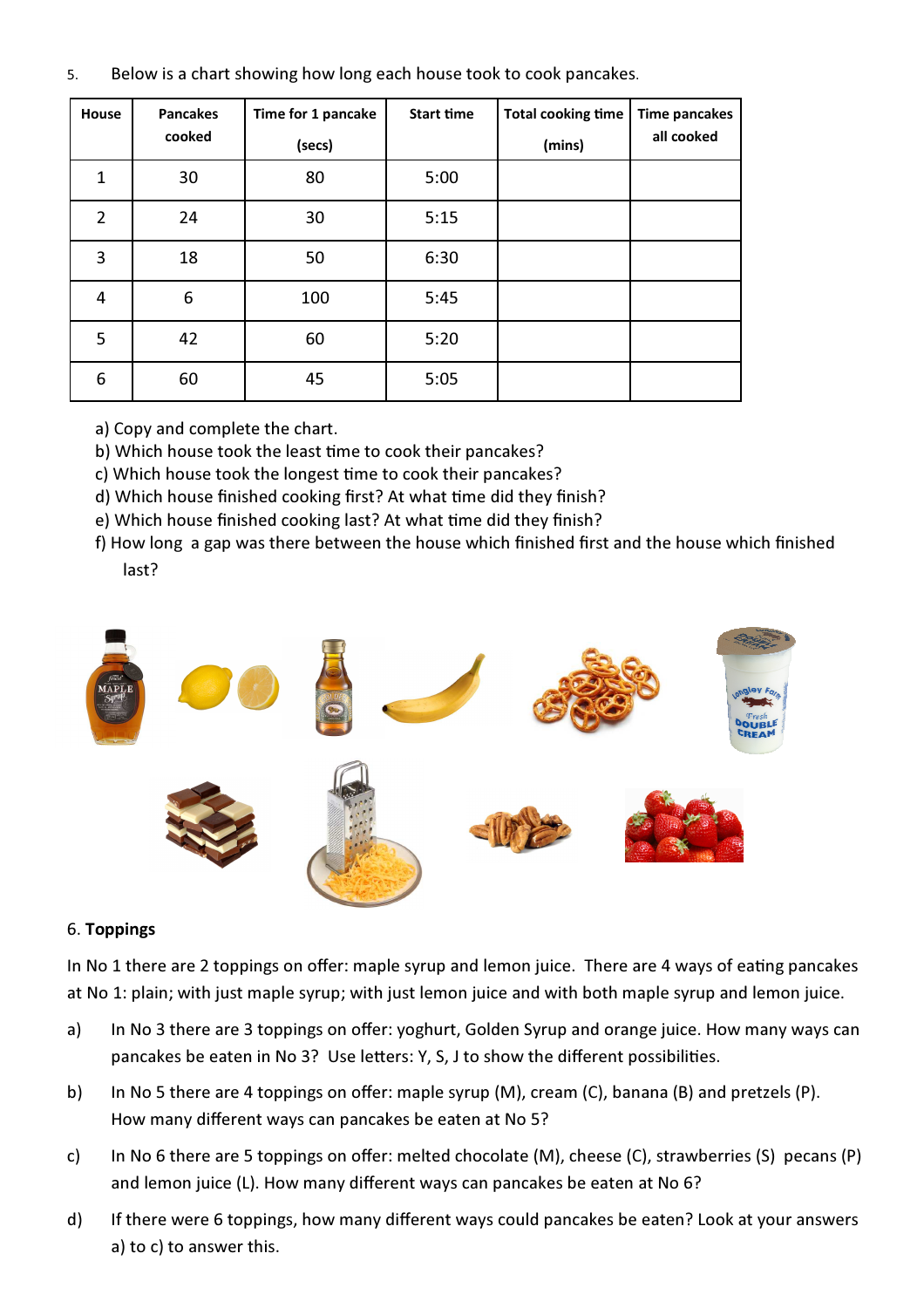5. Below is a chart showing how long each house took to cook pancakes.

| House | Pancakes cooked | Time for 1 pancake (secs) | Start time | Total cooking time (mins) | Time pancakes all cooked |
|---|---|---|---|---|---|
| 1 | 30 | 80 | 5:00 | | |
| 2 | 24 | 30 | 5:15 | | |
| 3 | 18 | 50 | 6:30 | | |
| 4 | 6 | 100 | 5:45 | | |
| 5 | 42 | 60 | 5:20 | | |
| 6 | 60 | 45 | 5:05 | | |

a) Copy and complete the chart.
b) Which house took the least time to cook their pancakes?
c) Which house took the longest time to cook their pancakes?
d) Which house finished cooking first? At what time did they finish?
e) Which house finished cooking last? At what time did they finish?
f) How long a gap was there between the house which finished first and the house which finished last?

6. **Toppings**

In No 1 there are 2 toppings on offer: maple syrup and lemon juice. There are 4 ways of eating pancakes at No 1: plain; with just maple syrup; with just lemon juice and with both maple syrup and lemon juice.

a) In No 3 there are 3 toppings on offer: yoghurt, Golden Syrup and orange juice. How many ways can pancakes be eaten in No 3? Use letters: Y, S, J to show the different possibilities.

b) In No 5 there are 4 toppings on offer: maple syrup (M), cream (C), banana (B) and pretzels (P). How many different ways can pancakes be eaten at No 5?

c) In No 6 there are 5 toppings on offer: melted chocolate (M), cheese (C), strawberries (S) pecans (P) and lemon juice (L). How many different ways can pancakes be eaten at No 6?

d) If there were 6 toppings, how many different ways could pancakes be eaten? Look at your answers a) to c) to answer this.